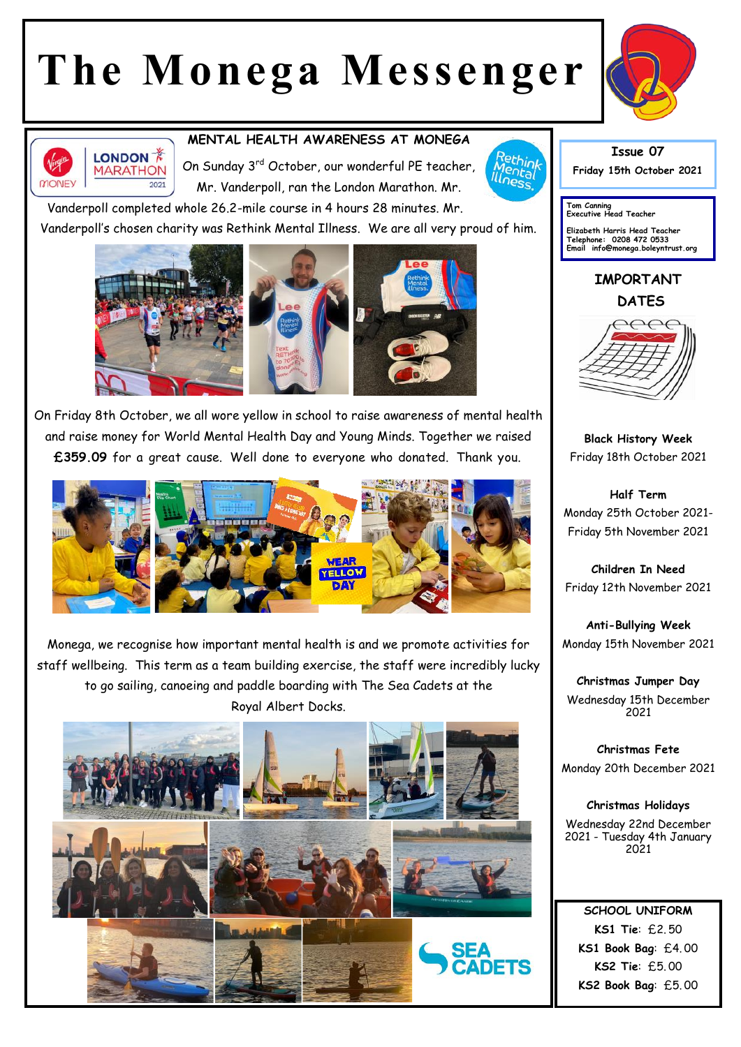# The Monega Messenger

## MENTAL HEALTH AWARENESS AT MONEGA

On Sunday 3rd October, our wonderful PE teacher, Mr. Vanderpoll, ran the London Marathon. Mr. Vanderpoll completed whole 26.2-mile course in 4 hours 28 minutes. Mr. Vanderpoll's chosen charity was Rethink Mental Illness. We are all very proud of him.

On Friday 8th October, we all wore yellow in school to raise awareness of mental health and raise money for World Mental Health Day and Young Minds. Together we raised **£359.09** for a great cause. Well done to everyone who donated. Thank you.

Monega, we recognise how important mental health is and we promote activities for staff wellbeing. This term as a team building exercise, the staff were incredibly lucky to go sailing, canoeing and paddle boarding with The Sea Cadets at the Royal Albert Docks.

**Issue 07**
**Friday 15th October 2021**

Tom Canning
Executive Head Teacher

Elizabeth Harris Head Teacher
Telephone: 0208 472 0533
Email info@monega.boleyntrust.org

## IMPORTANT DATES

**Black History Week**
Friday 18th October 2021

**Half Term**
Monday 25th October 2021- Friday 5th November 2021

**Children In Need**
Friday 12th November 2021

**Anti-Bullying Week**
Monday 15th November 2021

**Christmas Jumper Day**
Wednesday 15th December 2021

**Christmas Fete**
Monday 20th December 2021

**Christmas Holidays**
Wednesday 22nd December 2021 - Tuesday 4th January 2021

## SCHOOL UNIFORM

**KS1 Tie**: £2.50
**KS1 Book Bag**: £4.00
**KS2 Tie**: £5.00
**KS2 Book Bag**: £5.00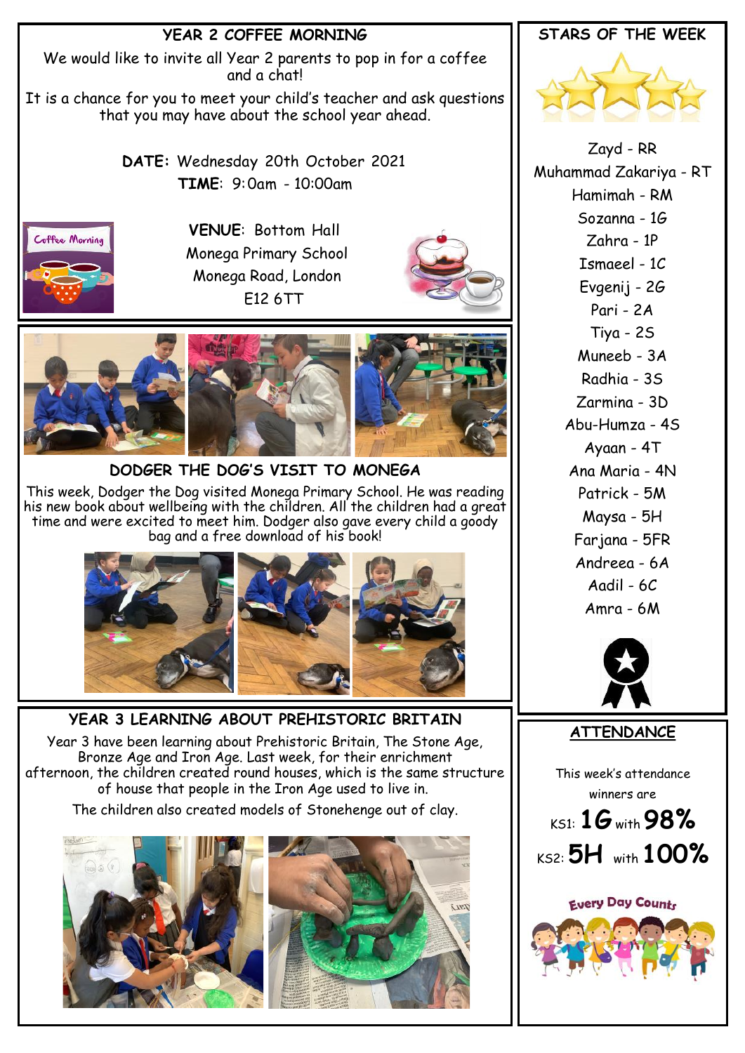## YEAR 2 COFFEE MORNING

We would like to invite all Year 2 parents to pop in for a coffee and a chat!

It is a chance for you to meet your child's teacher and ask questions that you may have about the school year ahead.

**DATE:** Wednesday 20th October 2021
**TIME**: 9:0am - 10:00am

**VENUE**: Bottom Hall
Monega Primary School
Monega Road, London
E12 6TT

## DODGER THE DOG'S VISIT TO MONEGA

This week, Dodger the Dog visited Monega Primary School. He was reading his new book about wellbeing with the children. All the children had a great time and were excited to meet him. Dodger also gave every child a goody bag and a free download of his book!

## YEAR 3 LEARNING ABOUT PREHISTORIC BRITAIN

Year 3 have been learning about Prehistoric Britain, The Stone Age, Bronze Age and Iron Age. Last week, for their enrichment afternoon, the children created round houses, which is the same structure of house that people in the Iron Age used to live in.

The children also created models of Stonehenge out of clay.

## STARS OF THE WEEK

Zayd - RR
Muhammad Zakariya - RT
Hamimah - RM
Sozanna - 1G
Zahra - 1P
Ismaeel - 1C
Evgenij - 2G
Pari - 2A
Tiya - 2S
Muneeb - 3A
Radhia - 3S
Zarmina - 3D
Abu-Humza - 4S
Ayaan - 4T
Ana Maria - 4N
Patrick - 5M
Maysa - 5H
Farjana - 5FR
Andreea - 6A
Aadil - 6C
Amra - 6M

## ATTENDANCE

This week's attendance winners are

KS1: **1G** with **98%**

KS2: **5H** with **100%**

Every Day Counts